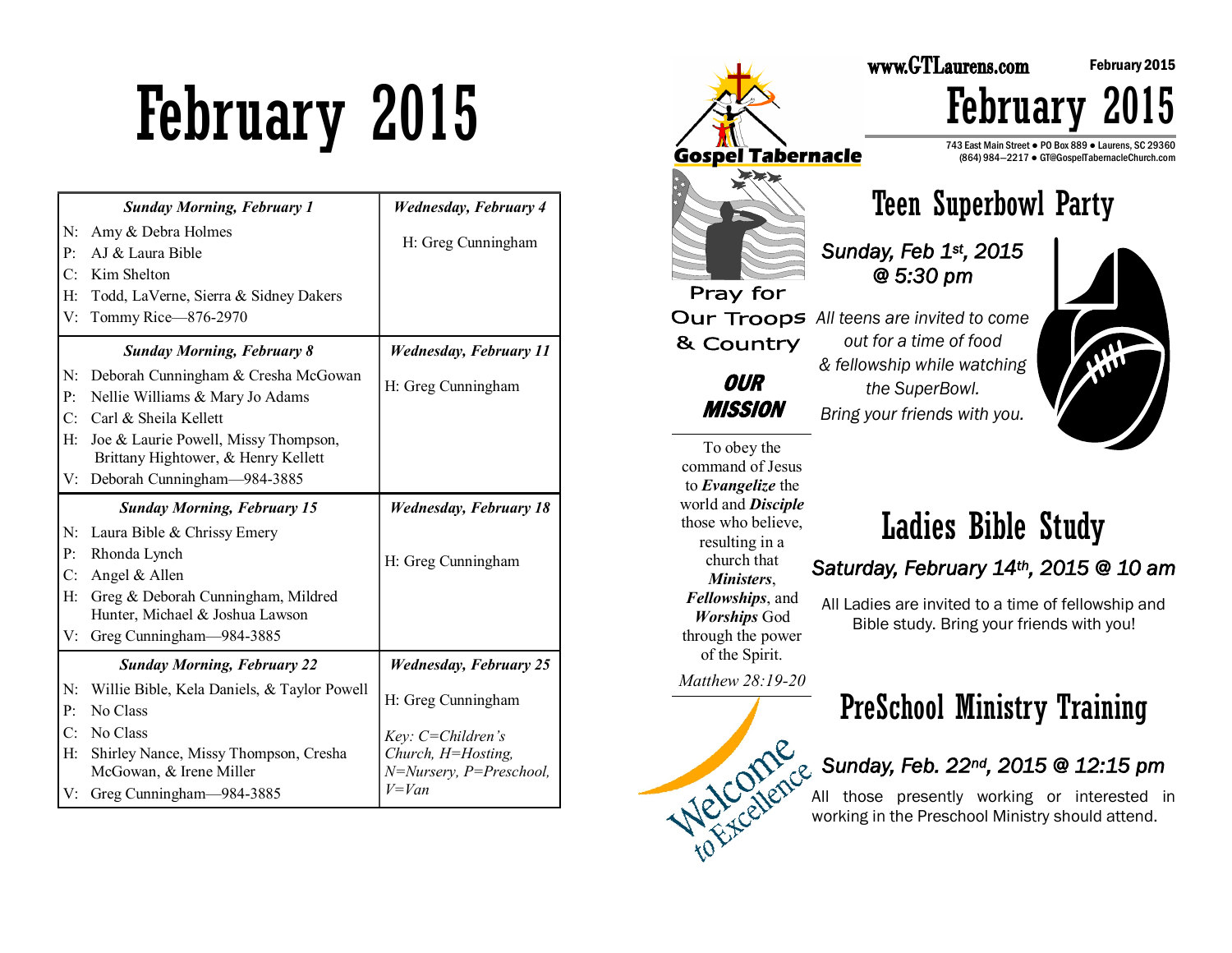# February 2015

| Sunday Morning, February 1 | Wednesday, February 4 |
|---|---|
| N: Amy & Debra Holmes<br>P: AJ & Laura Bible<br>C: Kim Shelton<br>H: Todd, LaVerne, Sierra & Sidney Dakers<br>V: Tommy Rice—876-2970 | H: Greg Cunningham |
| ***Sunday Morning, February 8*** | ***Wednesday, February 11*** |
| N: Deborah Cunningham & Cresha McGowan<br>P: Nellie Williams & Mary Jo Adams<br>C: Carl & Sheila Kellett<br>H: Joe & Laurie Powell, Missy Thompson, Brittany Hightower, & Henry Kellett<br>V: Deborah Cunningham—984-3885 | H: Greg Cunningham |
| ***Sunday Morning, February 15*** | ***Wednesday, February 18*** |
| N: Laura Bible & Chrissy Emery<br>P: Rhonda Lynch<br>C: Angel & Allen<br>H: Greg & Deborah Cunningham, Mildred Hunter, Michael & Joshua Lawson<br>V: Greg Cunningham—984-3885 | H: Greg Cunningham |
| ***Sunday Morning, February 22*** | ***Wednesday, February 25*** |
| N: Willie Bible, Kela Daniels, & Taylor Powell<br>P: No Class<br>C: No Class<br>H: Shirley Nance, Missy Thompson, Cresha McGowan, & Irene Miller<br>V: Greg Cunningham—984-3885 | H: Greg Cunningham<br><br>*Key: C=Children's Church, H=Hosting, N=Nursery, P=Preschool, V=Van* |

Gospel Tabernacle

www.GTLaurens.com

# February 2015

743 East Main Street ● PO Box 889 ● Laurens, SC 29360
(864) 984—2217 ● GT@GospelTabernacleChurch.com

Pray for Our Troops & Country

## OUR MISSION

To obey the command of Jesus to ***Evangelize*** the world and ***Disciple*** those who believe, resulting in a church that ***Ministers***, ***Fellowships***, and ***Worships*** God through the power of the Spirit.

*Matthew 28:19-20*

## Teen Superbowl Party

*Sunday, Feb 1st, 2015 @ 5:30 pm*

*All teens are invited to come out for a time of food & fellowship while watching the SuperBowl. Bring your friends with you.*

## Ladies Bible Study

*Saturday, February 14th, 2015 @ 10 am*

All Ladies are invited to a time of fellowship and Bible study. Bring your friends with you!

## PreSchool Ministry Training

*Sunday, Feb. 22nd, 2015 @ 12:15 pm*

All those presently working or interested in working in the Preschool Ministry should attend.

Welcome to Excellence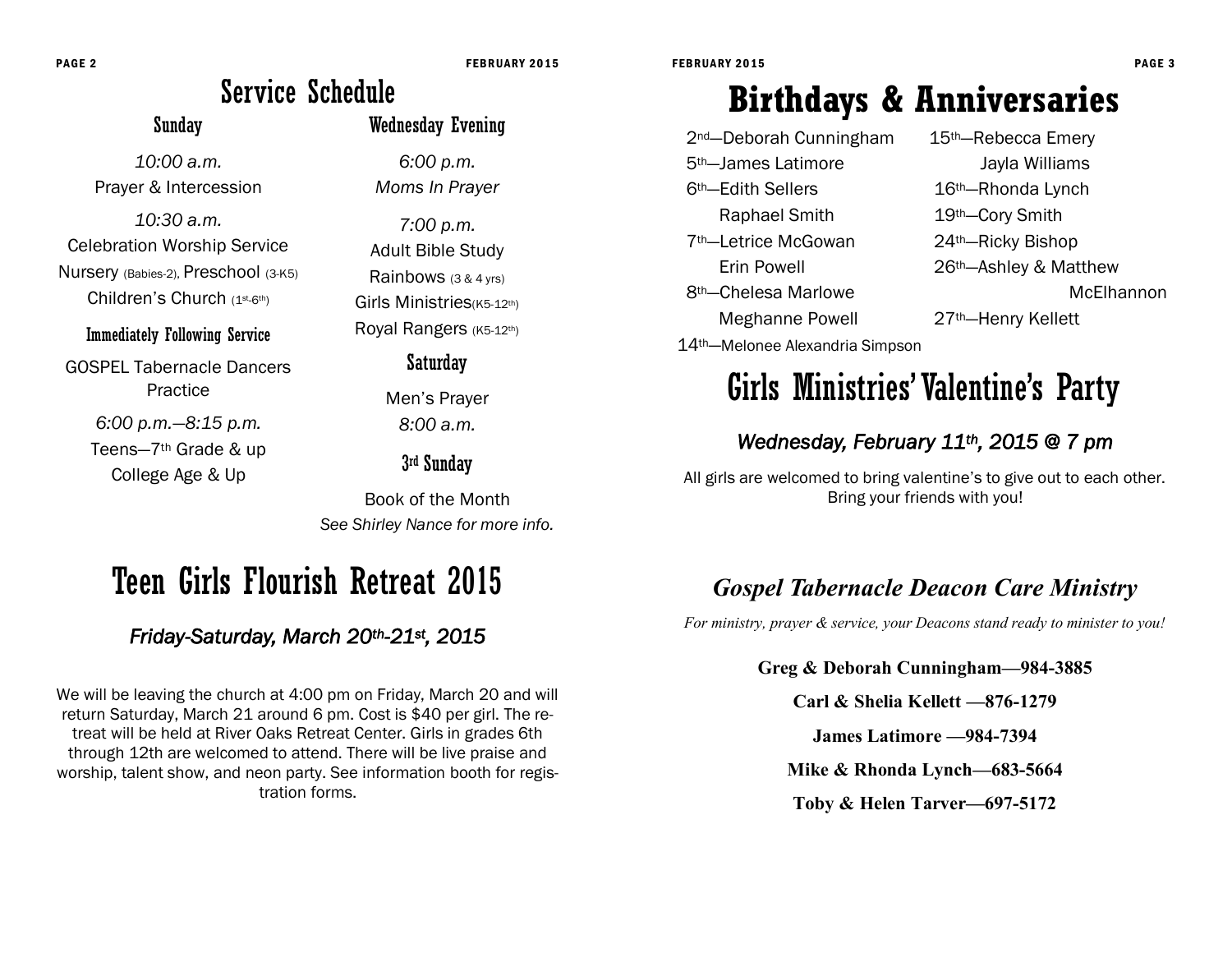# Service Schedule

## Sunday

*10:00 a.m.*

Prayer & Intercession

*10:30 a.m.*

Celebration Worship Service

Nursery (Babies-2), Preschool (3-K5)

Children's Church (1st-6th)

### Immediately Following Service

GOSPEL Tabernacle Dancers Practice

*6:00 p.m.—8:15 p.m.*

Teens—7th Grade & up

College Age & Up

## Wednesday Evening

*6:00 p.m.*

*Moms In Prayer*

*7:00 p.m.*

Adult Bible Study

Rainbows (3 & 4 yrs)

Girls Ministries(K5-12th)

Royal Rangers (K5-12th)

## Saturday

Men's Prayer

*8:00 a.m.*

## 3rd Sunday

Book of the Month

*See Shirley Nance for more info.*

# Teen Girls Flourish Retreat 2015

### *Friday-Saturday, March 20th-21st, 2015*

We will be leaving the church at 4:00 pm on Friday, March 20 and will return Saturday, March 21 around 6 pm. Cost is $40 per girl. The retreat will be held at River Oaks Retreat Center. Girls in grades 6th through 12th are welcomed to attend. There will be live praise and worship, talent show, and neon party. See information booth for registration forms.

# Birthdays & Anniversaries

2nd—Deborah Cunningham
5th—James Latimore
6th—Edith Sellers
Raphael Smith
7th—Letrice McGowan
Erin Powell
8th—Chelesa Marlowe
Meghanne Powell
14th—Melonee Alexandria Simpson
15th—Rebecca Emery
Jayla Williams
16th—Rhonda Lynch
19th—Cory Smith
24th—Ricky Bishop
26th—Ashley & Matthew McElhannon
27th—Henry Kellett

# Girls Ministries' Valentine's Party

### *Wednesday, February 11th, 2015 @ 7 pm*

All girls are welcomed to bring valentine's to give out to each other. Bring your friends with you!

## *Gospel Tabernacle Deacon Care Ministry*

*For ministry, prayer & service, your Deacons stand ready to minister to you!*

**Greg & Deborah Cunningham—984-3885**

**Carl & Shelia Kellett —876-1279**

**James Latimore —984-7394**

**Mike & Rhonda Lynch—683-5664**

**Toby & Helen Tarver—697-5172**